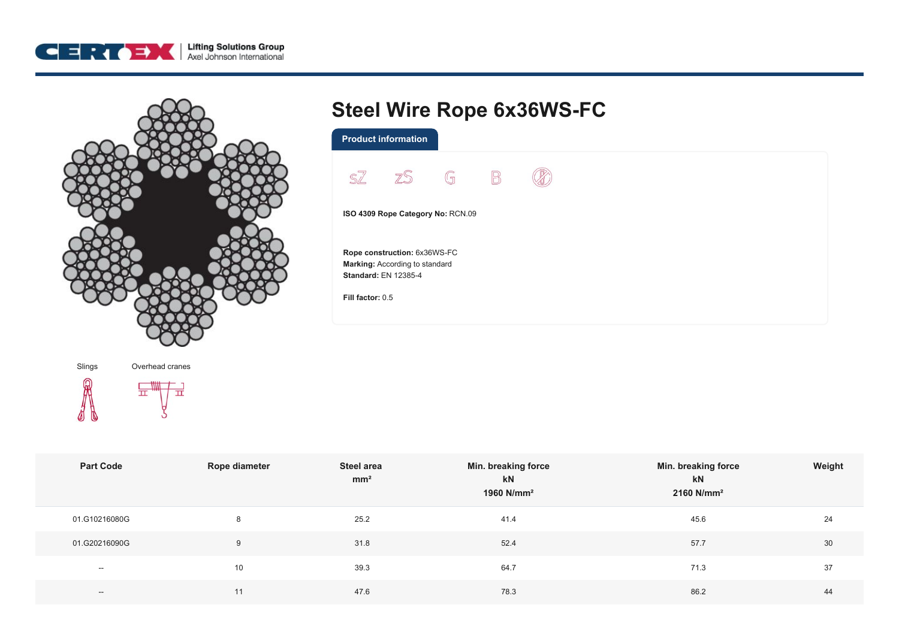# Steel Wire Rope 6x36WS-FC

## Product information

sZ zS G B

**ISO 4309 Rope Category No:** RCN.09

**Rope construction:** 6x36WS-FC
**Marking:** According to standard
**Standard:** EN 12385-4

**Fill factor:** 0.5

Slings

Overhead cranes

| Part Code | Rope diameter | Steel area mm² | Min. breaking force kN 1960 N/mm² | Min. breaking force kN 2160 N/mm² | Weight |
|---|---|---|---|---|---|
| 01.G10216080G | 8 | 25.2 | 41.4 | 45.6 | 24 |
| 01.G20216090G | 9 | 31.8 | 52.4 | 57.7 | 30 |
| -- | 10 | 39.3 | 64.7 | 71.3 | 37 |
| -- | 11 | 47.6 | 78.3 | 86.2 | 44 |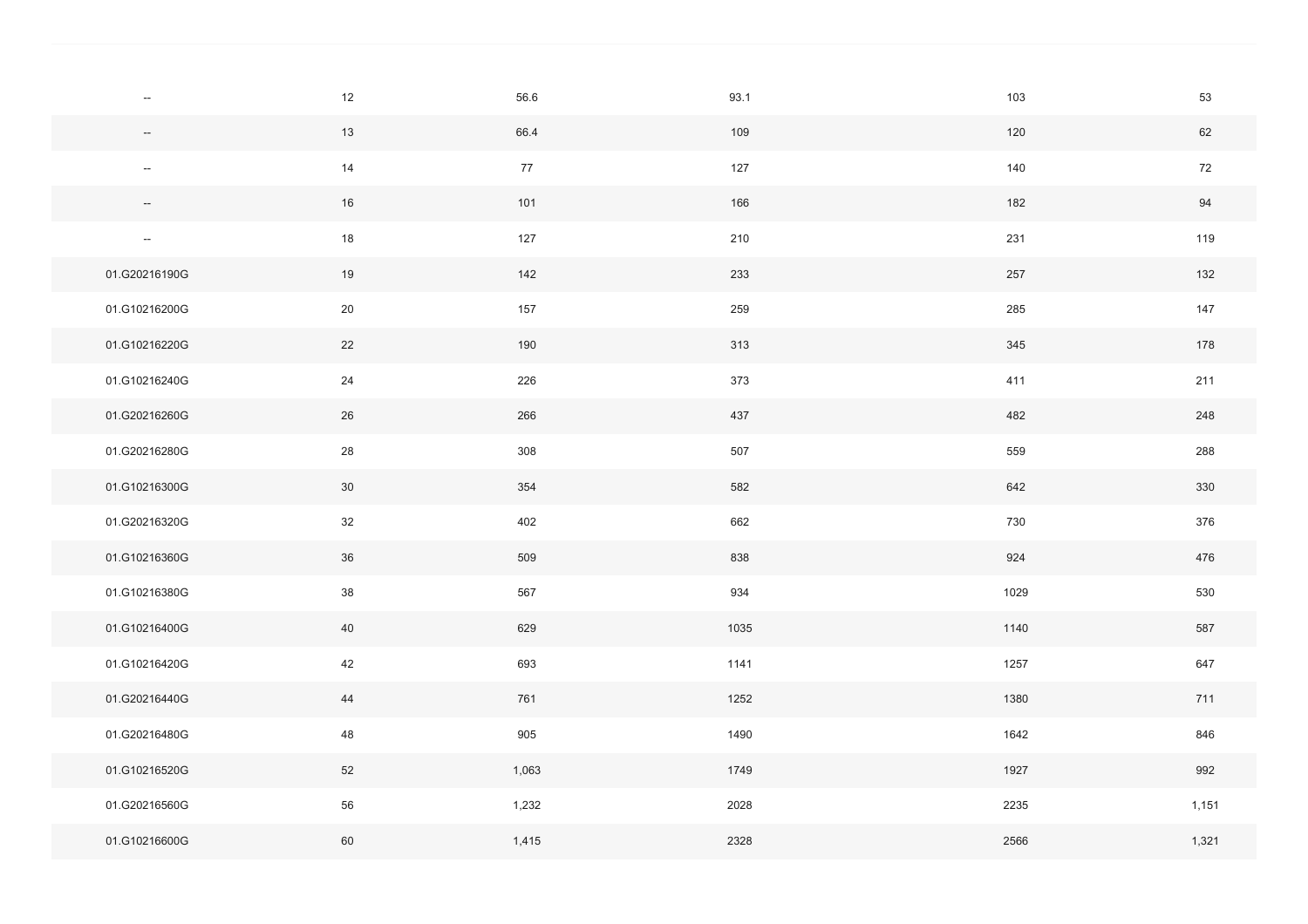| | | | | | |
|---|---|---|---|---|---|
| -- | 12 | 56.6 | 93.1 | 103 | 53 |
| -- | 13 | 66.4 | 109 | 120 | 62 |
| -- | 14 | 77 | 127 | 140 | 72 |
| -- | 16 | 101 | 166 | 182 | 94 |
| -- | 18 | 127 | 210 | 231 | 119 |
| 01.G20216190G | 19 | 142 | 233 | 257 | 132 |
| 01.G10216200G | 20 | 157 | 259 | 285 | 147 |
| 01.G10216220G | 22 | 190 | 313 | 345 | 178 |
| 01.G10216240G | 24 | 226 | 373 | 411 | 211 |
| 01.G20216260G | 26 | 266 | 437 | 482 | 248 |
| 01.G20216280G | 28 | 308 | 507 | 559 | 288 |
| 01.G10216300G | 30 | 354 | 582 | 642 | 330 |
| 01.G20216320G | 32 | 402 | 662 | 730 | 376 |
| 01.G10216360G | 36 | 509 | 838 | 924 | 476 |
| 01.G10216380G | 38 | 567 | 934 | 1029 | 530 |
| 01.G10216400G | 40 | 629 | 1035 | 1140 | 587 |
| 01.G10216420G | 42 | 693 | 1141 | 1257 | 647 |
| 01.G20216440G | 44 | 761 | 1252 | 1380 | 711 |
| 01.G20216480G | 48 | 905 | 1490 | 1642 | 846 |
| 01.G10216520G | 52 | 1,063 | 1749 | 1927 | 992 |
| 01.G20216560G | 56 | 1,232 | 2028 | 2235 | 1,151 |
| 01.G10216600G | 60 | 1,415 | 2328 | 2566 | 1,321 |